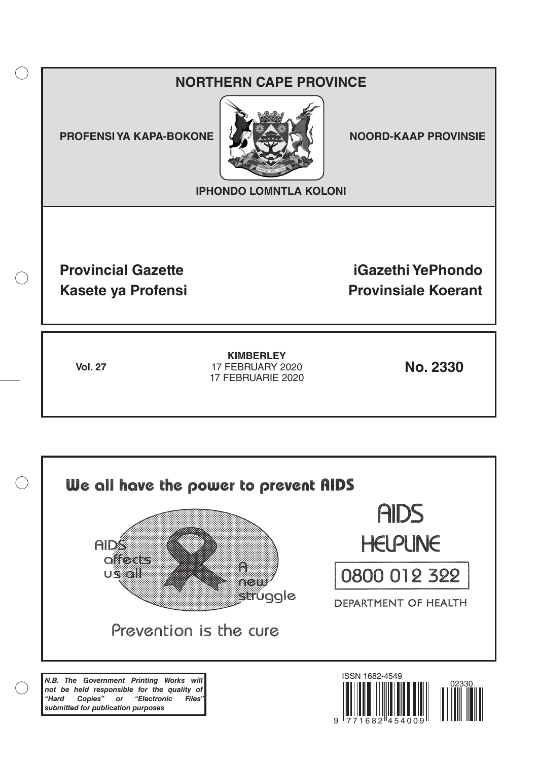# NORTHERN CAPE PROVINCE

**PROFENSI YA KAPA-BOKONE** | **NOORD-KAAP PROVINSIE**

**IPHONDO LOMNTLA KOLONI**

## Provincial Gazette
## Kasete ya Profensi
## iGazethi YePhondo
## Provinsiale Koerant

**Vol. 27**

**KIMBERLEY**
17 FEBRUARY 2020
17 FEBRUARIE 2020

**No. 2330**

**We all have the power to prevent AIDS**

AIDS affects us all

A new struggle

Prevention is the cure

AIDS HELPLINE

0800 012 322

DEPARTMENT OF HEALTH

***N.B. The Government Printing Works will not be held responsible for the quality of "Hard Copies" or "Electronic Files" submitted for publication purposes***

ISSN 1682-4549

02330

9 771682 454009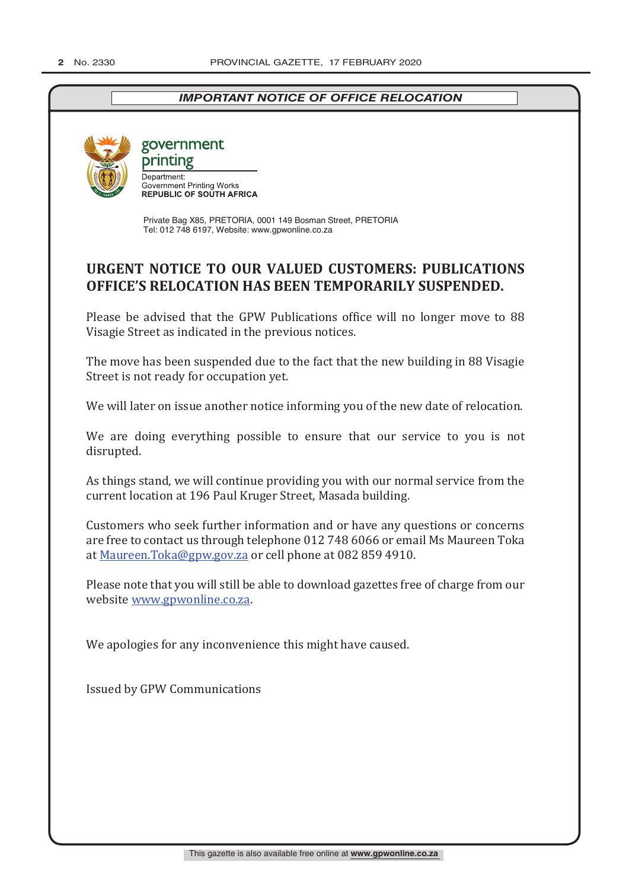***IMPORTANT NOTICE OF OFFICE RELOCATION***

government printing

Department:
Government Printing Works
**REPUBLIC OF SOUTH AFRICA**

Private Bag X85, PRETORIA, 0001 149 Bosman Street, PRETORIA
Tel: 012 748 6197, Website: www.gpwonline.co.za

## URGENT NOTICE TO OUR VALUED CUSTOMERS: PUBLICATIONS OFFICE'S RELOCATION HAS BEEN TEMPORARILY SUSPENDED.

Please be advised that the GPW Publications office will no longer move to 88 Visagie Street as indicated in the previous notices.

The move has been suspended due to the fact that the new building in 88 Visagie Street is not ready for occupation yet.

We will later on issue another notice informing you of the new date of relocation.

We are doing everything possible to ensure that our service to you is not disrupted.

As things stand, we will continue providing you with our normal service from the current location at 196 Paul Kruger Street, Masada building.

Customers who seek further information and or have any questions or concerns are free to contact us through telephone 012 748 6066 or email Ms Maureen Toka at Maureen.Toka@gpw.gov.za or cell phone at 082 859 4910.

Please note that you will still be able to download gazettes free of charge from our website www.gpwonline.co.za.

We apologies for any inconvenience this might have caused.

Issued by GPW Communications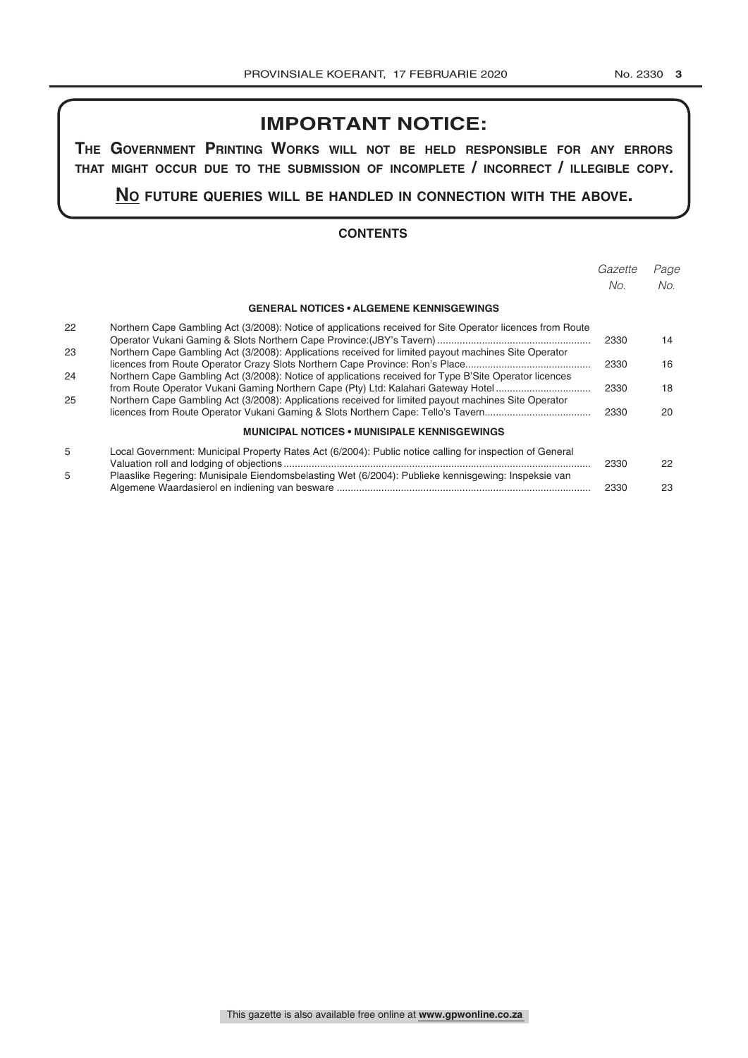# IMPORTANT NOTICE:

**THE GOVERNMENT PRINTING WORKS WILL NOT BE HELD RESPONSIBLE FOR ANY ERRORS THAT MIGHT OCCUR DUE TO THE SUBMISSION OF INCOMPLETE / INCORRECT / ILLEGIBLE COPY.**

**NO FUTURE QUERIES WILL BE HANDLED IN CONNECTION WITH THE ABOVE.**

## CONTENTS

| | | *Gazette No.* | *Page No.* |
|---|---|---|---|
| | **GENERAL NOTICES • ALGEMENE KENNISGEWINGS** | | |
| 22 | Northern Cape Gambling Act (3/2008): Notice of applications received for Site Operator licences from Route Operator Vukani Gaming & Slots Northern Cape Province:(JBY's Tavern) | 2330 | 14 |
| 23 | Northern Cape Gambling Act (3/2008): Applications received for limited payout machines Site Operator licences from Route Operator Crazy Slots Northern Cape Province: Ron's Place | 2330 | 16 |
| 24 | Northern Cape Gambling Act (3/2008): Notice of applications received for Type B'Site Operator licences from Route Operator Vukani Gaming Northern Cape (Pty) Ltd: Kalahari Gateway Hotel | 2330 | 18 |
| 25 | Northern Cape Gambling Act (3/2008): Applications received for limited payout machines Site Operator licences from Route Operator Vukani Gaming & Slots Northern Cape: Tello's Tavern | 2330 | 20 |
| | **MUNICIPAL NOTICES • MUNISIPALE KENNISGEWINGS** | | |
| 5 | Local Government: Municipal Property Rates Act (6/2004): Public notice calling for inspection of General Valuation roll and lodging of objections | 2330 | 22 |
| 5 | Plaaslike Regering: Munisipale Eiendomsbelasting Wet (6/2004): Publieke kennisgewing: Inspeksie van Algemene Waardasierol en indiening van besware | 2330 | 23 |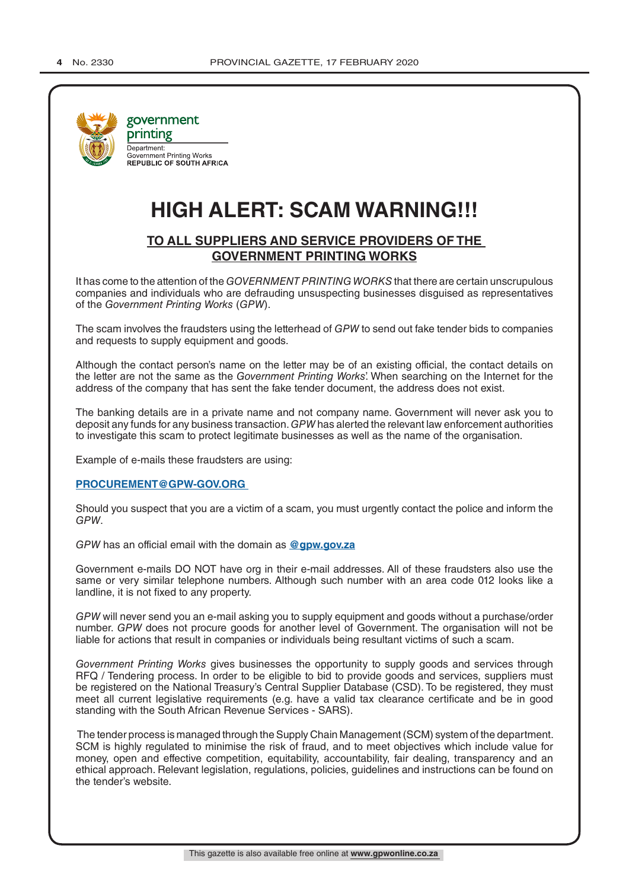government printing

Department:
Government Printing Works
**REPUBLIC OF SOUTH AFRICA**

# HIGH ALERT: SCAM WARNING!!!

## TO ALL SUPPLIERS AND SERVICE PROVIDERS OF THE GOVERNMENT PRINTING WORKS

It has come to the attention of the *GOVERNMENT PRINTING WORKS* that there are certain unscrupulous companies and individuals who are defrauding unsuspecting businesses disguised as representatives of the *Government Printing Works* (*GPW*).

The scam involves the fraudsters using the letterhead of *GPW* to send out fake tender bids to companies and requests to supply equipment and goods.

Although the contact person's name on the letter may be of an existing official, the contact details on the letter are not the same as the *Government Printing Works*'. When searching on the Internet for the address of the company that has sent the fake tender document, the address does not exist.

The banking details are in a private name and not company name. Government will never ask you to deposit any funds for any business transaction. *GPW* has alerted the relevant law enforcement authorities to investigate this scam to protect legitimate businesses as well as the name of the organisation.

Example of e-mails these fraudsters are using:

**PROCUREMENT@GPW-GOV.ORG**

Should you suspect that you are a victim of a scam, you must urgently contact the police and inform the *GPW*.

*GPW* has an official email with the domain as **@gpw.gov.za**

Government e-mails DO NOT have org in their e-mail addresses. All of these fraudsters also use the same or very similar telephone numbers. Although such number with an area code 012 looks like a landline, it is not fixed to any property.

*GPW* will never send you an e-mail asking you to supply equipment and goods without a purchase/order number. *GPW* does not procure goods for another level of Government. The organisation will not be liable for actions that result in companies or individuals being resultant victims of such a scam.

*Government Printing Works* gives businesses the opportunity to supply goods and services through RFQ / Tendering process. In order to be eligible to bid to provide goods and services, suppliers must be registered on the National Treasury's Central Supplier Database (CSD). To be registered, they must meet all current legislative requirements (e.g. have a valid tax clearance certificate and be in good standing with the South African Revenue Services - SARS).

The tender process is managed through the Supply Chain Management (SCM) system of the department. SCM is highly regulated to minimise the risk of fraud, and to meet objectives which include value for money, open and effective competition, equitability, accountability, fair dealing, transparency and an ethical approach. Relevant legislation, regulations, policies, guidelines and instructions can be found on the tender's website.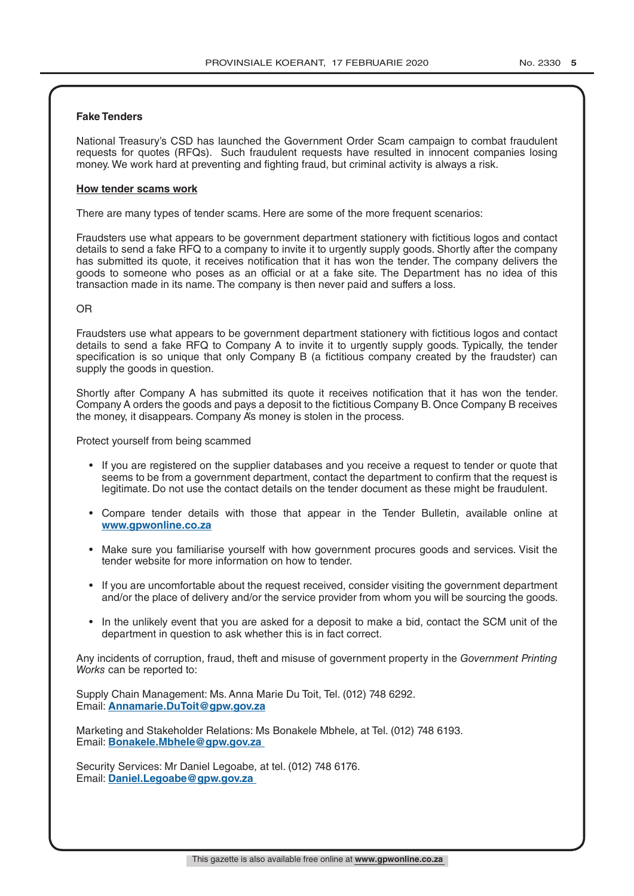**Fake Tenders**

National Treasury's CSD has launched the Government Order Scam campaign to combat fraudulent requests for quotes (RFQs). Such fraudulent requests have resulted in innocent companies losing money. We work hard at preventing and fighting fraud, but criminal activity is always a risk.

**How tender scams work**

There are many types of tender scams. Here are some of the more frequent scenarios:

Fraudsters use what appears to be government department stationery with fictitious logos and contact details to send a fake RFQ to a company to invite it to urgently supply goods. Shortly after the company has submitted its quote, it receives notification that it has won the tender. The company delivers the goods to someone who poses as an official or at a fake site. The Department has no idea of this transaction made in its name. The company is then never paid and suffers a loss.

OR

Fraudsters use what appears to be government department stationery with fictitious logos and contact details to send a fake RFQ to Company A to invite it to urgently supply goods. Typically, the tender specification is so unique that only Company B (a fictitious company created by the fraudster) can supply the goods in question.

Shortly after Company A has submitted its quote it receives notification that it has won the tender. Company A orders the goods and pays a deposit to the fictitious Company B. Once Company B receives the money, it disappears. Company A's money is stolen in the process.

Protect yourself from being scammed

- If you are registered on the supplier databases and you receive a request to tender or quote that seems to be from a government department, contact the department to confirm that the request is legitimate. Do not use the contact details on the tender document as these might be fraudulent.
- Compare tender details with those that appear in the Tender Bulletin, available online at **www.gpwonline.co.za**
- Make sure you familiarise yourself with how government procures goods and services. Visit the tender website for more information on how to tender.
- If you are uncomfortable about the request received, consider visiting the government department and/or the place of delivery and/or the service provider from whom you will be sourcing the goods.
- In the unlikely event that you are asked for a deposit to make a bid, contact the SCM unit of the department in question to ask whether this is in fact correct.

Any incidents of corruption, fraud, theft and misuse of government property in the *Government Printing Works* can be reported to:

Supply Chain Management: Ms. Anna Marie Du Toit, Tel. (012) 748 6292.
Email: **Annamarie.DuToit@gpw.gov.za**

Marketing and Stakeholder Relations: Ms Bonakele Mbhele, at Tel. (012) 748 6193.
Email: **Bonakele.Mbhele@gpw.gov.za**

Security Services: Mr Daniel Legoabe, at tel. (012) 748 6176.
Email: **Daniel.Legoabe@gpw.gov.za**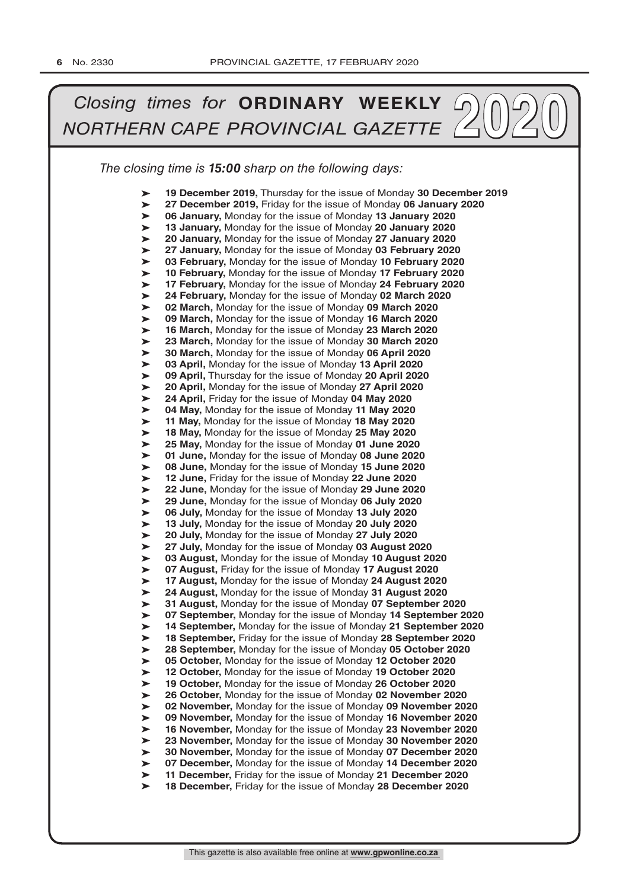# *Closing times for* **ORDINARY WEEKLY** *NORTHERN CAPE PROVINCIAL GAZETTE* 2020

*The closing time is **15:00** sharp on the following days:*

- **19 December 2019,** Thursday for the issue of Monday **30 December 2019**
- **27 December 2019,** Friday for the issue of Monday **06 January 2020**
- **06 January,** Monday for the issue of Monday **13 January 2020**
- **13 January,** Monday for the issue of Monday **20 January 2020**
- **20 January,** Monday for the issue of Monday **27 January 2020**
- **27 January,** Monday for the issue of Monday **03 February 2020**
- **03 February,** Monday for the issue of Monday **10 February 2020**
- **10 February,** Monday for the issue of Monday **17 February 2020**
- **17 February,** Monday for the issue of Monday **24 February 2020**
- **24 February,** Monday for the issue of Monday **02 March 2020**
- **02 March,** Monday for the issue of Monday **09 March 2020**
- **09 March,** Monday for the issue of Monday **16 March 2020**
- **16 March,** Monday for the issue of Monday **23 March 2020**
- **23 March,** Monday for the issue of Monday **30 March 2020**
- **30 March,** Monday for the issue of Monday **06 April 2020**
- **03 April,** Monday for the issue of Monday **13 April 2020**
- **09 April,** Thursday for the issue of Monday **20 April 2020**
- **20 April,** Monday for the issue of Monday **27 April 2020**
- **24 April,** Friday for the issue of Monday **04 May 2020**
- **04 May,** Monday for the issue of Monday **11 May 2020**
- **11 May,** Monday for the issue of Monday **18 May 2020**
- **18 May,** Monday for the issue of Monday **25 May 2020**
- **25 May,** Monday for the issue of Monday **01 June 2020**
- **01 June,** Monday for the issue of Monday **08 June 2020**
- **08 June,** Monday for the issue of Monday **15 June 2020**
- **12 June,** Friday for the issue of Monday **22 June 2020**
- **22 June,** Monday for the issue of Monday **29 June 2020**
- **29 June,** Monday for the issue of Monday **06 July 2020**
- **06 July,** Monday for the issue of Monday **13 July 2020**
- **13 July,** Monday for the issue of Monday **20 July 2020**
- **20 July,** Monday for the issue of Monday **27 July 2020**
- **27 July,** Monday for the issue of Monday **03 August 2020**
- **03 August,** Monday for the issue of Monday **10 August 2020**
- **07 August,** Friday for the issue of Monday **17 August 2020**
- **17 August,** Monday for the issue of Monday **24 August 2020**
- **24 August,** Monday for the issue of Monday **31 August 2020**
- **31 August,** Monday for the issue of Monday **07 September 2020**
- **07 September,** Monday for the issue of Monday **14 September 2020**
- **14 September,** Monday for the issue of Monday **21 September 2020**
- **18 September,** Friday for the issue of Monday **28 September 2020**
- **28 September,** Monday for the issue of Monday **05 October 2020**
- **05 October,** Monday for the issue of Monday **12 October 2020**
- **12 October,** Monday for the issue of Monday **19 October 2020**
- **19 October,** Monday for the issue of Monday **26 October 2020**
- **26 October,** Monday for the issue of Monday **02 November 2020**
- **02 November,** Monday for the issue of Monday **09 November 2020**
- **09 November,** Monday for the issue of Monday **16 November 2020**
- **16 November,** Monday for the issue of Monday **23 November 2020**
- **23 November,** Monday for the issue of Monday **30 November 2020**
- **30 November,** Monday for the issue of Monday **07 December 2020**
- **07 December,** Monday for the issue of Monday **14 December 2020**
- **11 December,** Friday for the issue of Monday **21 December 2020**
- **18 December,** Friday for the issue of Monday **28 December 2020**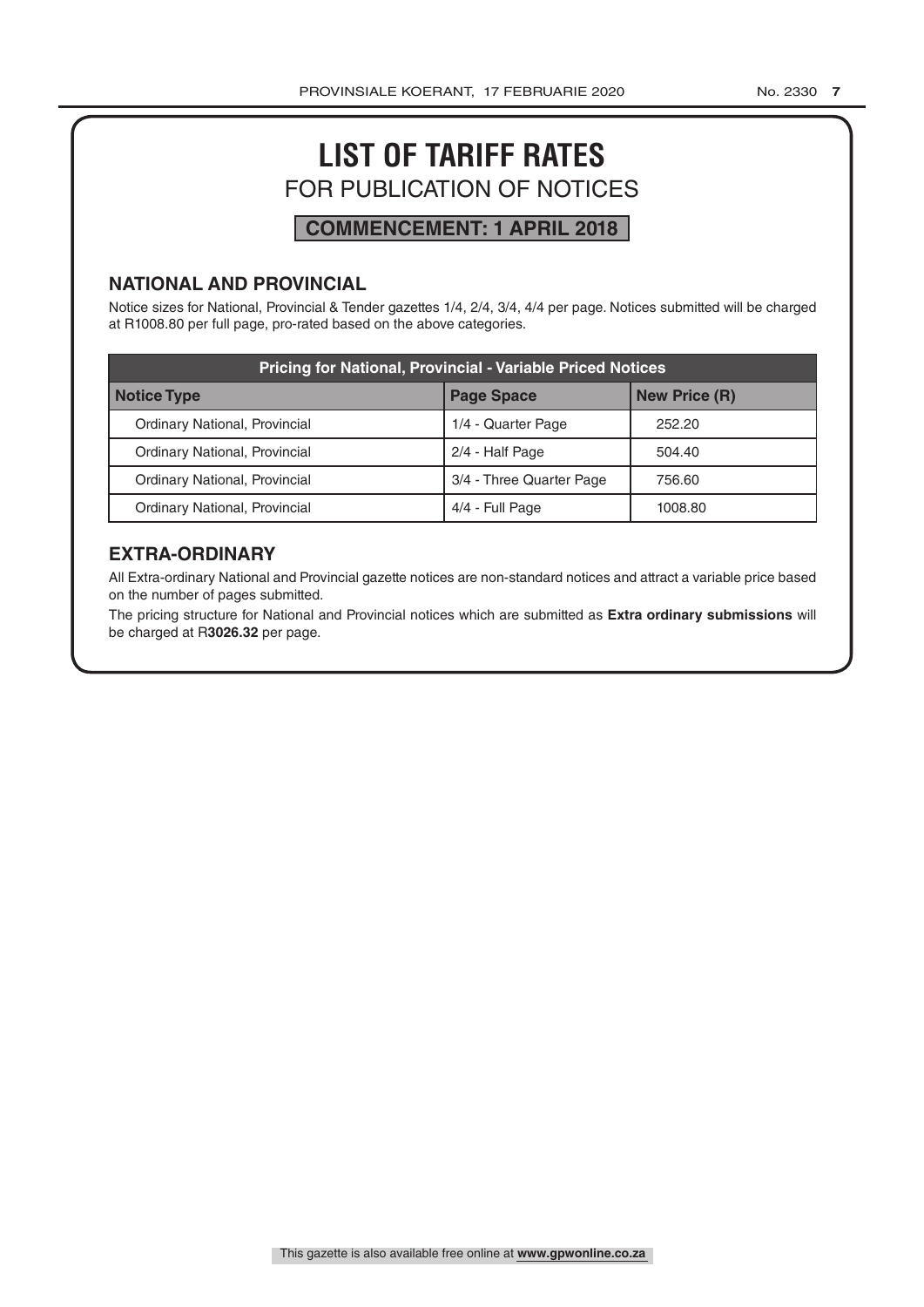# LIST OF TARIFF RATES

## FOR PUBLICATION OF NOTICES

**COMMENCEMENT: 1 APRIL 2018**

### NATIONAL AND PROVINCIAL

Notice sizes for National, Provincial & Tender gazettes 1/4, 2/4, 3/4, 4/4 per page. Notices submitted will be charged at R1008.80 per full page, pro-rated based on the above categories.

| Pricing for National, Provincial - Variable Priced Notices | | |
|---|---|---|
| **Notice Type** | **Page Space** | **New Price (R)** |
| Ordinary National, Provincial | 1/4 - Quarter Page | 252.20 |
| Ordinary National, Provincial | 2/4 - Half Page | 504.40 |
| Ordinary National, Provincial | 3/4 - Three Quarter Page | 756.60 |
| Ordinary National, Provincial | 4/4 - Full Page | 1008.80 |

### EXTRA-ORDINARY

All Extra-ordinary National and Provincial gazette notices are non-standard notices and attract a variable price based on the number of pages submitted.

The pricing structure for National and Provincial notices which are submitted as **Extra ordinary submissions** will be charged at R**3026.32** per page.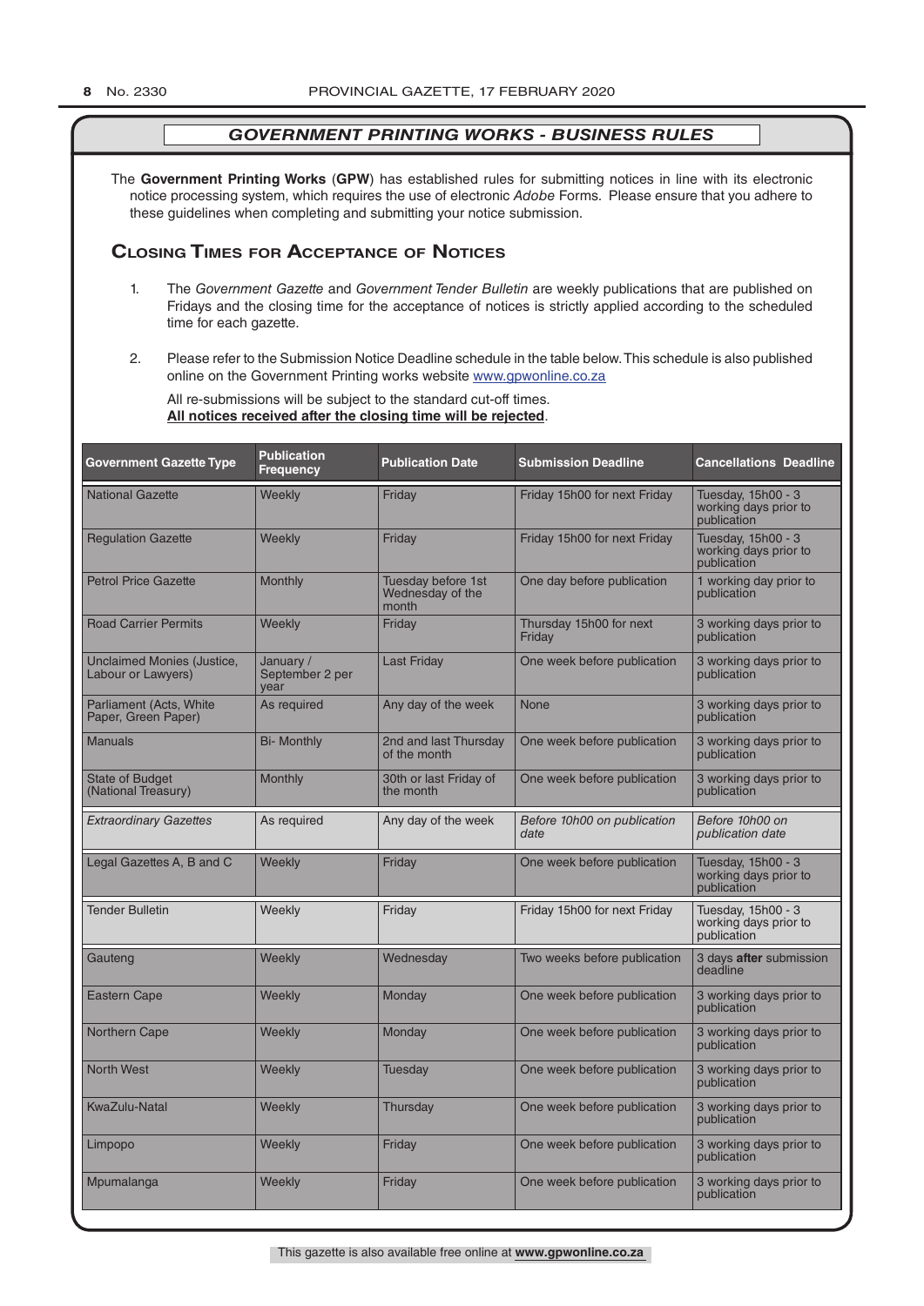## *GOVERNMENT PRINTING WORKS - BUSINESS RULES*

The **Government Printing Works** (**GPW**) has established rules for submitting notices in line with its electronic notice processing system, which requires the use of electronic *Adobe* Forms. Please ensure that you adhere to these guidelines when completing and submitting your notice submission.

## Closing Times for Acceptance of Notices

1. The *Government Gazette* and *Government Tender Bulletin* are weekly publications that are published on Fridays and the closing time for the acceptance of notices is strictly applied according to the scheduled time for each gazette.

2. Please refer to the Submission Notice Deadline schedule in the table below. This schedule is also published online on the Government Printing works website www.gpwonline.co.za

   All re-submissions will be subject to the standard cut-off times.
   **All notices received after the closing time will be rejected**.

| Government Gazette Type | Publication Frequency | Publication Date | Submission Deadline | Cancellations Deadline |
|---|---|---|---|---|
| National Gazette | Weekly | Friday | Friday 15h00 for next Friday | Tuesday, 15h00 - 3 working days prior to publication |
| Regulation Gazette | Weekly | Friday | Friday 15h00 for next Friday | Tuesday, 15h00 - 3 working days prior to publication |
| Petrol Price Gazette | Monthly | Tuesday before 1st Wednesday of the month | One day before publication | 1 working day prior to publication |
| Road Carrier Permits | Weekly | Friday | Thursday 15h00 for next Friday | 3 working days prior to publication |
| Unclaimed Monies (Justice, Labour or Lawyers) | January / September 2 per year | Last Friday | One week before publication | 3 working days prior to publication |
| Parliament (Acts, White Paper, Green Paper) | As required | Any day of the week | None | 3 working days prior to publication |
| Manuals | Bi- Monthly | 2nd and last Thursday of the month | One week before publication | 3 working days prior to publication |
| State of Budget (National Treasury) | Monthly | 30th or last Friday of the month | One week before publication | 3 working days prior to publication |
| *Extraordinary Gazettes* | As required | Any day of the week | *Before 10h00 on publication date* | *Before 10h00 on publication date* |
| Legal Gazettes A, B and C | Weekly | Friday | One week before publication | Tuesday, 15h00 - 3 working days prior to publication |
| Tender Bulletin | Weekly | Friday | Friday 15h00 for next Friday | Tuesday, 15h00 - 3 working days prior to publication |
| Gauteng | Weekly | Wednesday | Two weeks before publication | 3 days **after** submission deadline |
| Eastern Cape | Weekly | Monday | One week before publication | 3 working days prior to publication |
| Northern Cape | Weekly | Monday | One week before publication | 3 working days prior to publication |
| North West | Weekly | Tuesday | One week before publication | 3 working days prior to publication |
| KwaZulu-Natal | Weekly | Thursday | One week before publication | 3 working days prior to publication |
| Limpopo | Weekly | Friday | One week before publication | 3 working days prior to publication |
| Mpumalanga | Weekly | Friday | One week before publication | 3 working days prior to publication |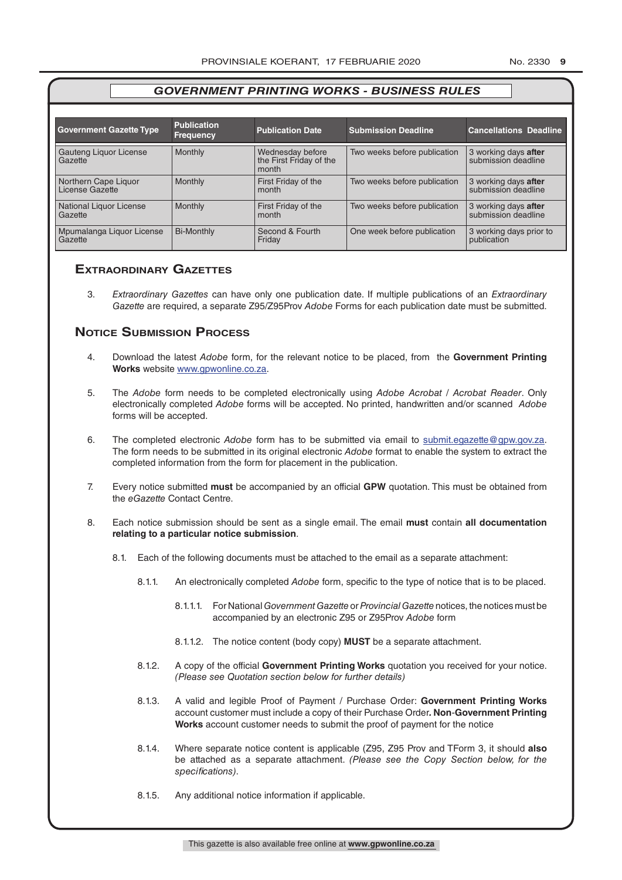## *GOVERNMENT PRINTING WORKS - BUSINESS RULES*

| Government Gazette Type | Publication Frequency | Publication Date | Submission Deadline | Cancellations Deadline |
|---|---|---|---|---|
| Gauteng Liquor License Gazette | Monthly | Wednesday before the First Friday of the month | Two weeks before publication | 3 working days **after** submission deadline |
| Northern Cape Liquor License Gazette | Monthly | First Friday of the month | Two weeks before publication | 3 working days **after** submission deadline |
| National Liquor License Gazette | Monthly | First Friday of the month | Two weeks before publication | 3 working days **after** submission deadline |
| Mpumalanga Liquor License Gazette | Bi-Monthly | Second & Fourth Friday | One week before publication | 3 working days prior to publication |

## Extraordinary Gazettes

3. *Extraordinary Gazettes* can have only one publication date. If multiple publications of an *Extraordinary Gazette* are required, a separate Z95/Z95Prov *Adobe* Forms for each publication date must be submitted.

## Notice Submission Process

4. Download the latest *Adobe* form, for the relevant notice to be placed, from the **Government Printing Works** website www.gpwonline.co.za.

5. The *Adobe* form needs to be completed electronically using *Adobe Acrobat* / *Acrobat Reader*. Only electronically completed *Adobe* forms will be accepted. No printed, handwritten and/or scanned *Adobe* forms will be accepted.

6. The completed electronic *Adobe* form has to be submitted via email to submit.egazette@gpw.gov.za. The form needs to be submitted in its original electronic *Adobe* format to enable the system to extract the completed information from the form for placement in the publication.

7. Every notice submitted **must** be accompanied by an official **GPW** quotation. This must be obtained from the *eGazette* Contact Centre.

8. Each notice submission should be sent as a single email. The email **must** contain **all documentation relating to a particular notice submission**.

   8.1. Each of the following documents must be attached to the email as a separate attachment:

   8.1.1. An electronically completed *Adobe* form, specific to the type of notice that is to be placed.

   8.1.1.1. For National *Government Gazette* or *Provincial Gazette* notices, the notices must be accompanied by an electronic Z95 or Z95Prov *Adobe* form

   8.1.1.2. The notice content (body copy) **MUST** be a separate attachment.

   8.1.2. A copy of the official **Government Printing Works** quotation you received for your notice. *(Please see Quotation section below for further details)*

   8.1.3. A valid and legible Proof of Payment / Purchase Order: **Government Printing Works** account customer must include a copy of their Purchase Order**. Non**-**Government Printing Works** account customer needs to submit the proof of payment for the notice

   8.1.4. Where separate notice content is applicable (Z95, Z95 Prov and TForm 3, it should **also** be attached as a separate attachment. *(Please see the Copy Section below, for the specifications)*.

   8.1.5. Any additional notice information if applicable.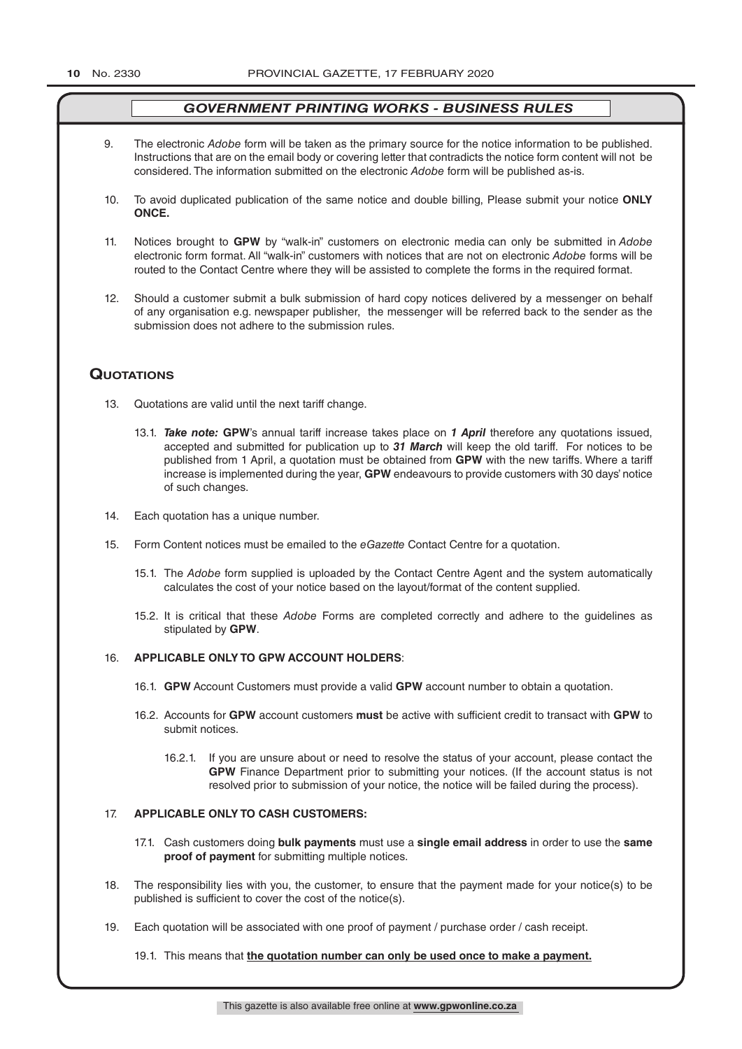## *GOVERNMENT PRINTING WORKS - BUSINESS RULES*

9. The electronic *Adobe* form will be taken as the primary source for the notice information to be published. Instructions that are on the email body or covering letter that contradicts the notice form content will not be considered. The information submitted on the electronic *Adobe* form will be published as-is.

10. To avoid duplicated publication of the same notice and double billing, Please submit your notice **ONLY ONCE.**

11. Notices brought to **GPW** by "walk-in" customers on electronic media can only be submitted in *Adobe* electronic form format. All "walk-in" customers with notices that are not on electronic *Adobe* forms will be routed to the Contact Centre where they will be assisted to complete the forms in the required format.

12. Should a customer submit a bulk submission of hard copy notices delivered by a messenger on behalf of any organisation e.g. newspaper publisher, the messenger will be referred back to the sender as the submission does not adhere to the submission rules.

## Quotations

13. Quotations are valid until the next tariff change.

    13.1. ***Take note:*** **GPW**'s annual tariff increase takes place on ***1 April*** therefore any quotations issued, accepted and submitted for publication up to ***31 March*** will keep the old tariff. For notices to be published from 1 April, a quotation must be obtained from **GPW** with the new tariffs. Where a tariff increase is implemented during the year, **GPW** endeavours to provide customers with 30 days' notice of such changes.

14. Each quotation has a unique number.

15. Form Content notices must be emailed to the *eGazette* Contact Centre for a quotation.

    15.1. The *Adobe* form supplied is uploaded by the Contact Centre Agent and the system automatically calculates the cost of your notice based on the layout/format of the content supplied.

    15.2. It is critical that these *Adobe* Forms are completed correctly and adhere to the guidelines as stipulated by **GPW**.

16. **APPLICABLE ONLY TO GPW ACCOUNT HOLDERS**:

    16.1. **GPW** Account Customers must provide a valid **GPW** account number to obtain a quotation.

    16.2. Accounts for **GPW** account customers **must** be active with sufficient credit to transact with **GPW** to submit notices.

        16.2.1. If you are unsure about or need to resolve the status of your account, please contact the **GPW** Finance Department prior to submitting your notices. (If the account status is not resolved prior to submission of your notice, the notice will be failed during the process).

17. **APPLICABLE ONLY TO CASH CUSTOMERS:**

    17.1. Cash customers doing **bulk payments** must use a **single email address** in order to use the **same proof of payment** for submitting multiple notices.

18. The responsibility lies with you, the customer, to ensure that the payment made for your notice(s) to be published is sufficient to cover the cost of the notice(s).

19. Each quotation will be associated with one proof of payment / purchase order / cash receipt.

    19.1. This means that **the quotation number can only be used once to make a payment.**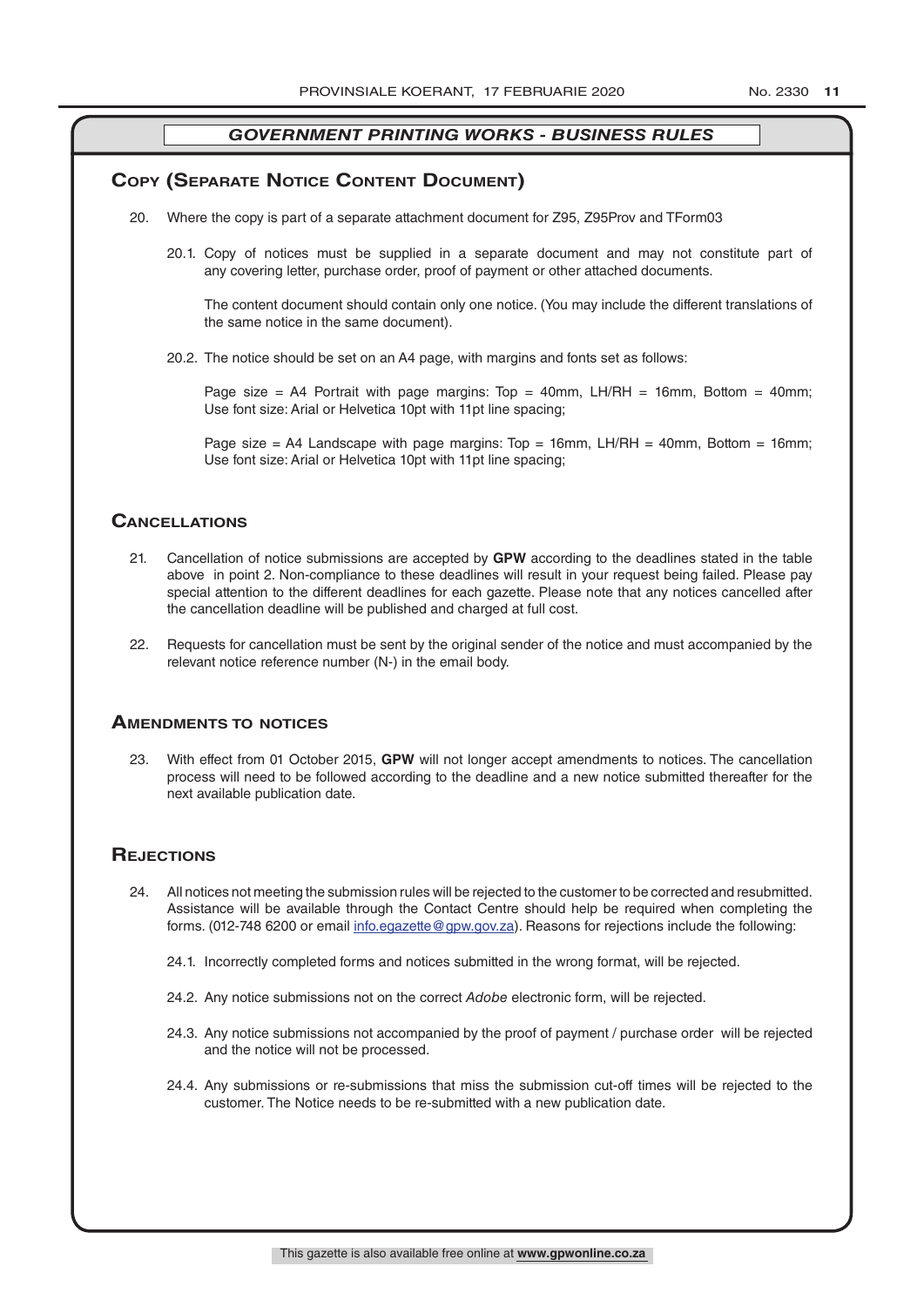## GOVERNMENT PRINTING WORKS - BUSINESS RULES

## Copy (Separate Notice Content Document)

20. Where the copy is part of a separate attachment document for Z95, Z95Prov and TForm03

    20.1. Copy of notices must be supplied in a separate document and may not constitute part of any covering letter, purchase order, proof of payment or other attached documents.

    The content document should contain only one notice. (You may include the different translations of the same notice in the same document).

    20.2. The notice should be set on an A4 page, with margins and fonts set as follows:

    Page size = A4 Portrait with page margins: Top = 40mm, LH/RH = 16mm, Bottom = 40mm; Use font size: Arial or Helvetica 10pt with 11pt line spacing;

    Page size = A4 Landscape with page margins: Top = 16mm, LH/RH = 40mm, Bottom = 16mm; Use font size: Arial or Helvetica 10pt with 11pt line spacing;

## Cancellations

21. Cancellation of notice submissions are accepted by **GPW** according to the deadlines stated in the table above in point 2. Non-compliance to these deadlines will result in your request being failed. Please pay special attention to the different deadlines for each gazette. Please note that any notices cancelled after the cancellation deadline will be published and charged at full cost.

22. Requests for cancellation must be sent by the original sender of the notice and must accompanied by the relevant notice reference number (N-) in the email body.

## Amendments to notices

23. With effect from 01 October 2015, **GPW** will not longer accept amendments to notices. The cancellation process will need to be followed according to the deadline and a new notice submitted thereafter for the next available publication date.

## Rejections

24. All notices not meeting the submission rules will be rejected to the customer to be corrected and resubmitted. Assistance will be available through the Contact Centre should help be required when completing the forms. (012-748 6200 or email info.egazette@gpw.gov.za). Reasons for rejections include the following:

    24.1. Incorrectly completed forms and notices submitted in the wrong format, will be rejected.

    24.2. Any notice submissions not on the correct *Adobe* electronic form, will be rejected.

    24.3. Any notice submissions not accompanied by the proof of payment / purchase order will be rejected and the notice will not be processed.

    24.4. Any submissions or re-submissions that miss the submission cut-off times will be rejected to the customer. The Notice needs to be re-submitted with a new publication date.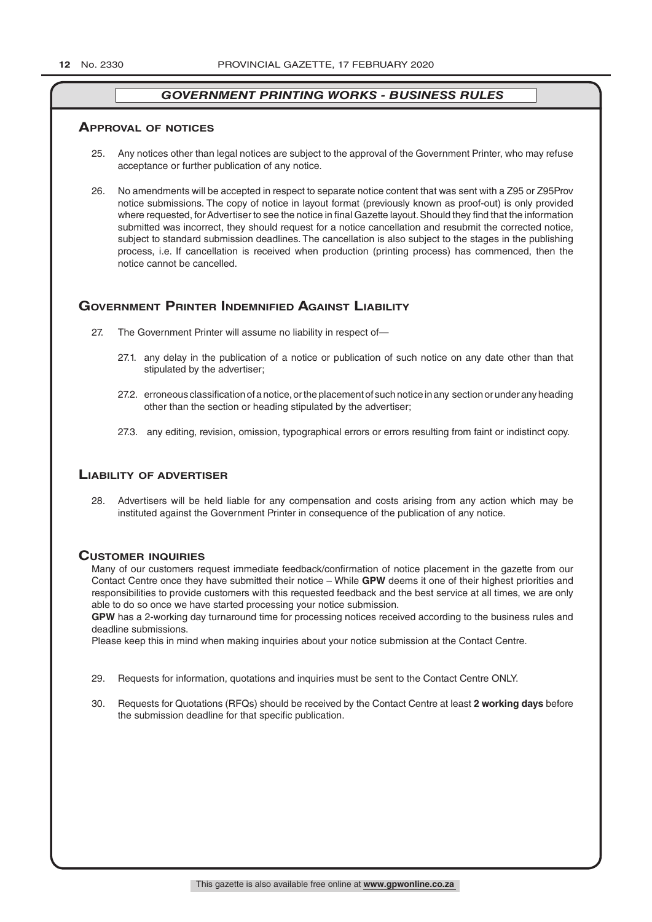## *GOVERNMENT PRINTING WORKS - BUSINESS RULES*

### Approval of notices

25. Any notices other than legal notices are subject to the approval of the Government Printer, who may refuse acceptance or further publication of any notice.

26. No amendments will be accepted in respect to separate notice content that was sent with a Z95 or Z95Prov notice submissions. The copy of notice in layout format (previously known as proof-out) is only provided where requested, for Advertiser to see the notice in final Gazette layout. Should they find that the information submitted was incorrect, they should request for a notice cancellation and resubmit the corrected notice, subject to standard submission deadlines. The cancellation is also subject to the stages in the publishing process, i.e. If cancellation is received when production (printing process) has commenced, then the notice cannot be cancelled.

### Government Printer Indemnified Against Liability

27. The Government Printer will assume no liability in respect of—

    27.1. any delay in the publication of a notice or publication of such notice on any date other than that stipulated by the advertiser;

    27.2. erroneous classification of a notice, or the placement of such notice in any section or under any heading other than the section or heading stipulated by the advertiser;

    27.3. any editing, revision, omission, typographical errors or errors resulting from faint or indistinct copy.

### Liability of advertiser

28. Advertisers will be held liable for any compensation and costs arising from any action which may be instituted against the Government Printer in consequence of the publication of any notice.

### Customer inquiries

Many of our customers request immediate feedback/confirmation of notice placement in the gazette from our Contact Centre once they have submitted their notice – While **GPW** deems it one of their highest priorities and responsibilities to provide customers with this requested feedback and the best service at all times, we are only able to do so once we have started processing your notice submission.

**GPW** has a 2-working day turnaround time for processing notices received according to the business rules and deadline submissions.

Please keep this in mind when making inquiries about your notice submission at the Contact Centre.

29. Requests for information, quotations and inquiries must be sent to the Contact Centre ONLY.

30. Requests for Quotations (RFQs) should be received by the Contact Centre at least **2 working days** before the submission deadline for that specific publication.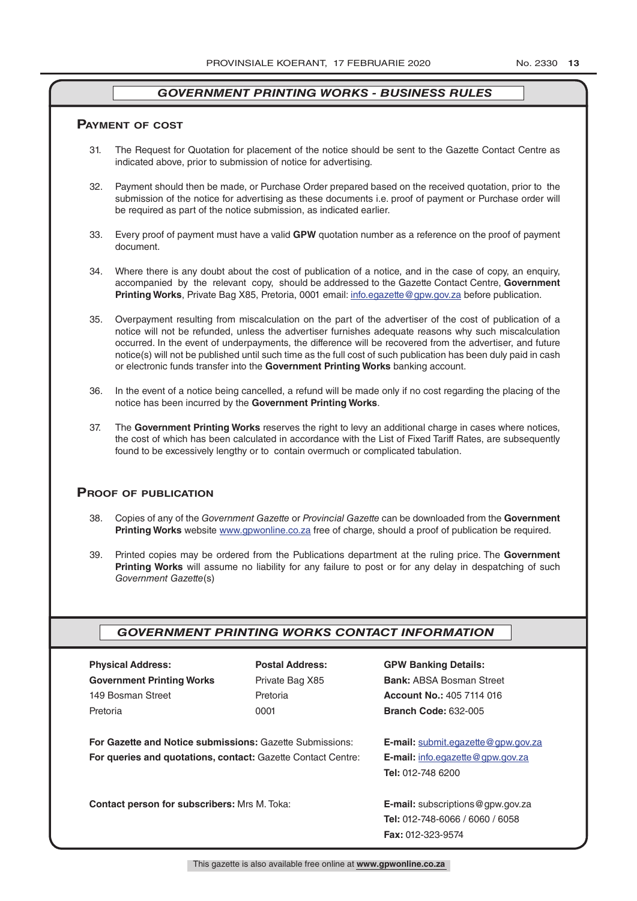## *GOVERNMENT PRINTING WORKS - BUSINESS RULES*

### Payment of cost

31. The Request for Quotation for placement of the notice should be sent to the Gazette Contact Centre as indicated above, prior to submission of notice for advertising.

32. Payment should then be made, or Purchase Order prepared based on the received quotation, prior to the submission of the notice for advertising as these documents i.e. proof of payment or Purchase order will be required as part of the notice submission, as indicated earlier.

33. Every proof of payment must have a valid **GPW** quotation number as a reference on the proof of payment document.

34. Where there is any doubt about the cost of publication of a notice, and in the case of copy, an enquiry, accompanied by the relevant copy, should be addressed to the Gazette Contact Centre, **Government Printing Works**, Private Bag X85, Pretoria, 0001 email: info.egazette@gpw.gov.za before publication.

35. Overpayment resulting from miscalculation on the part of the advertiser of the cost of publication of a notice will not be refunded, unless the advertiser furnishes adequate reasons why such miscalculation occurred. In the event of underpayments, the difference will be recovered from the advertiser, and future notice(s) will not be published until such time as the full cost of such publication has been duly paid in cash or electronic funds transfer into the **Government Printing Works** banking account.

36. In the event of a notice being cancelled, a refund will be made only if no cost regarding the placing of the notice has been incurred by the **Government Printing Works**.

37. The **Government Printing Works** reserves the right to levy an additional charge in cases where notices, the cost of which has been calculated in accordance with the List of Fixed Tariff Rates, are subsequently found to be excessively lengthy or to contain overmuch or complicated tabulation.

### Proof of publication

38. Copies of any of the *Government Gazette* or *Provincial Gazette* can be downloaded from the **Government Printing Works** website www.gpwonline.co.za free of charge, should a proof of publication be required.

39. Printed copies may be ordered from the Publications department at the ruling price. The **Government Printing Works** will assume no liability for any failure to post or for any delay in despatching of such *Government Gazette*(s)

## *GOVERNMENT PRINTING WORKS CONTACT INFORMATION*

**Physical Address:**
**Government Printing Works**
149 Bosman Street
Pretoria

**Postal Address:**
Private Bag X85
Pretoria
0001

**GPW Banking Details:**
**Bank:** ABSA Bosman Street
**Account No.:** 405 7114 016
**Branch Code:** 632-005

**For Gazette and Notice submissions:** Gazette Submissions: **E-mail:** submit.egazette@gpw.gov.za

**For queries and quotations, contact:** Gazette Contact Centre: **E-mail:** info.egazette@gpw.gov.za
**Tel:** 012-748 6200

**Contact person for subscribers:** Mrs M. Toka: **E-mail:** subscriptions@gpw.gov.za
**Tel:** 012-748-6066 / 6060 / 6058
**Fax:** 012-323-9574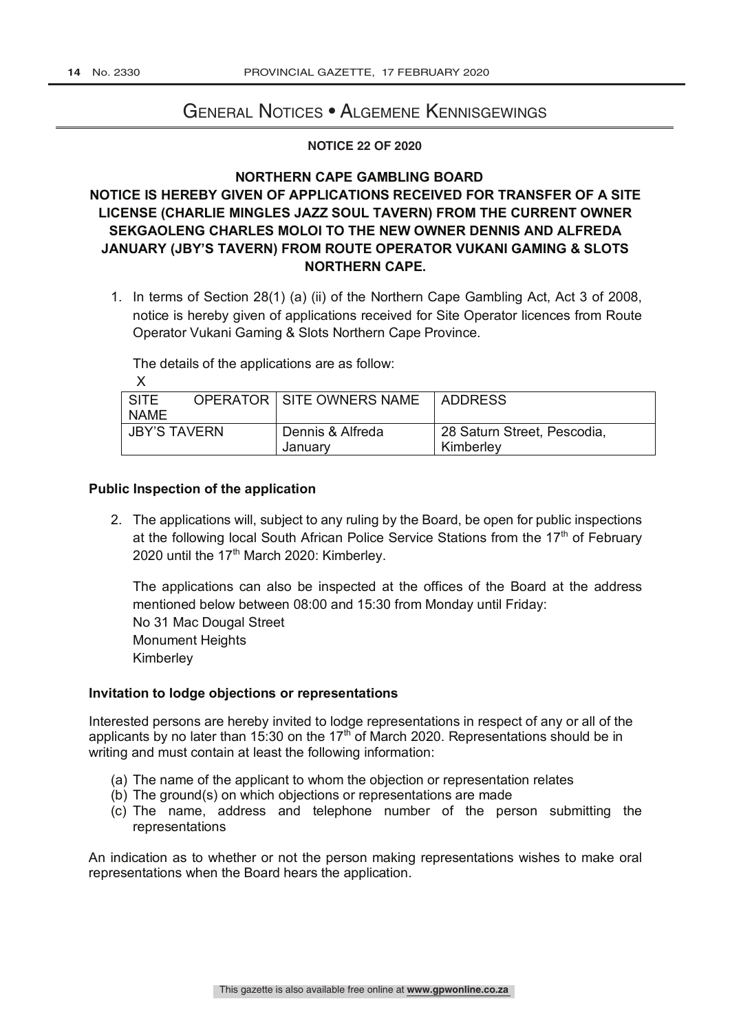# General Notices • Algemene Kennisgewings

**NOTICE 22 OF 2020**

**NORTHERN CAPE GAMBLING BOARD**

**NOTICE IS HEREBY GIVEN OF APPLICATIONS RECEIVED FOR TRANSFER OF A SITE LICENSE (CHARLIE MINGLES JAZZ SOUL TAVERN) FROM THE CURRENT OWNER SEKGAOLENG CHARLES MOLOI TO THE NEW OWNER DENNIS AND ALFREDA JANUARY (JBY'S TAVERN) FROM ROUTE OPERATOR VUKANI GAMING & SLOTS NORTHERN CAPE.**

1. In terms of Section 28(1) (a) (ii) of the Northern Cape Gambling Act, Act 3 of 2008, notice is hereby given of applications received for Site Operator licences from Route Operator Vukani Gaming & Slots Northern Cape Province.

   The details of the applications are as follow:

   X

| SITE OPERATOR NAME | SITE OWNERS NAME | ADDRESS |
|---|---|---|
| JBY'S TAVERN | Dennis & Alfreda January | 28 Saturn Street, Pescodia, Kimberley |

**Public Inspection of the application**

2. The applications will, subject to any ruling by the Board, be open for public inspections at the following local South African Police Service Stations from the 17th of February 2020 until the 17th March 2020: Kimberley.

   The applications can also be inspected at the offices of the Board at the address mentioned below between 08:00 and 15:30 from Monday until Friday:
   No 31 Mac Dougal Street
   Monument Heights
   Kimberley

**Invitation to lodge objections or representations**

Interested persons are hereby invited to lodge representations in respect of any or all of the applicants by no later than 15:30 on the 17th of March 2020. Representations should be in writing and must contain at least the following information:

(a) The name of the applicant to whom the objection or representation relates
(b) The ground(s) on which objections or representations are made
(c) The name, address and telephone number of the person submitting the representations

An indication as to whether or not the person making representations wishes to make oral representations when the Board hears the application.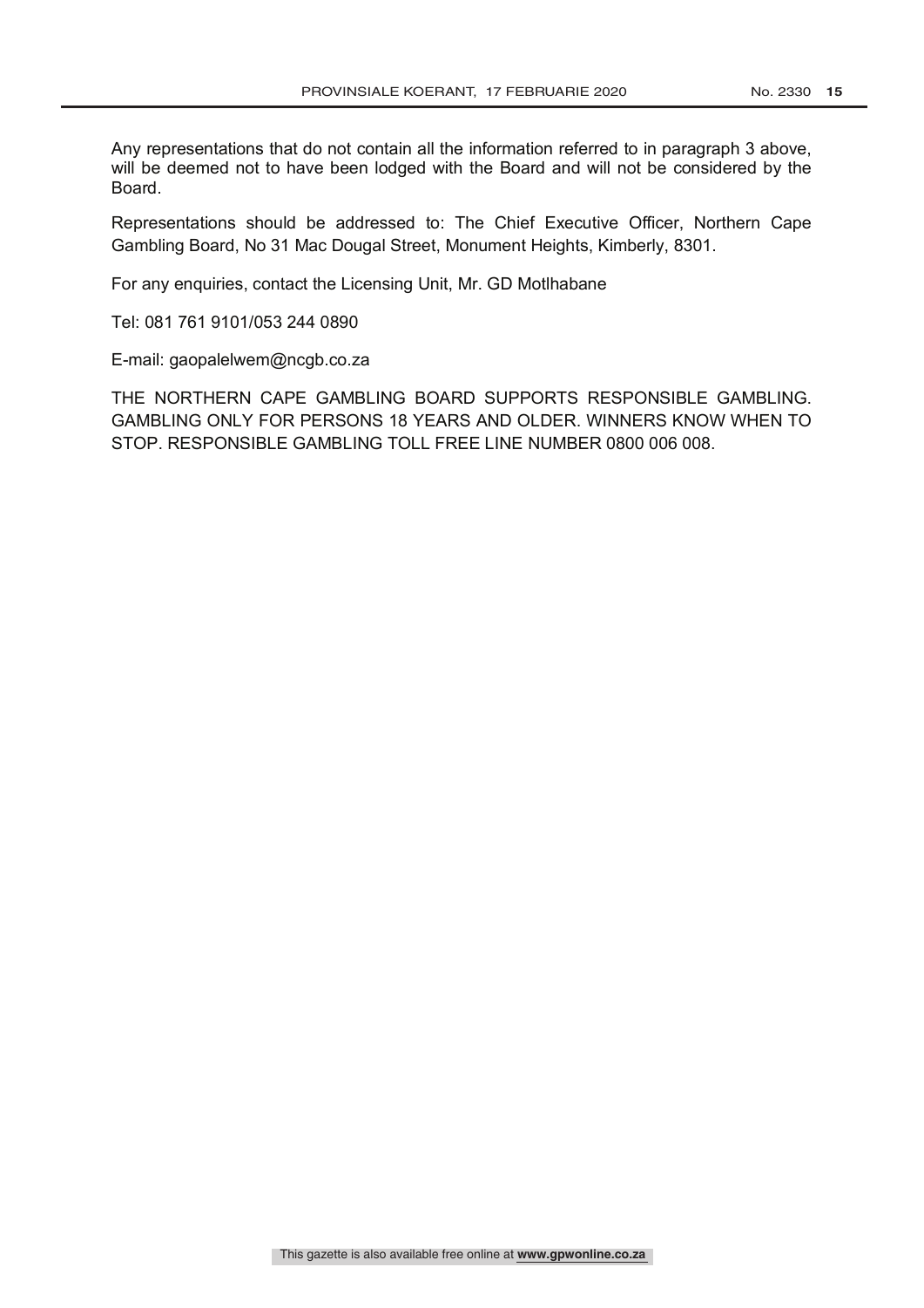Any representations that do not contain all the information referred to in paragraph 3 above, will be deemed not to have been lodged with the Board and will not be considered by the Board.

Representations should be addressed to: The Chief Executive Officer, Northern Cape Gambling Board, No 31 Mac Dougal Street, Monument Heights, Kimberly, 8301.

For any enquiries, contact the Licensing Unit, Mr. GD Motlhabane

Tel: 081 761 9101/053 244 0890

E-mail: gaopalelwem@ncgb.co.za

THE NORTHERN CAPE GAMBLING BOARD SUPPORTS RESPONSIBLE GAMBLING. GAMBLING ONLY FOR PERSONS 18 YEARS AND OLDER. WINNERS KNOW WHEN TO STOP. RESPONSIBLE GAMBLING TOLL FREE LINE NUMBER 0800 006 008.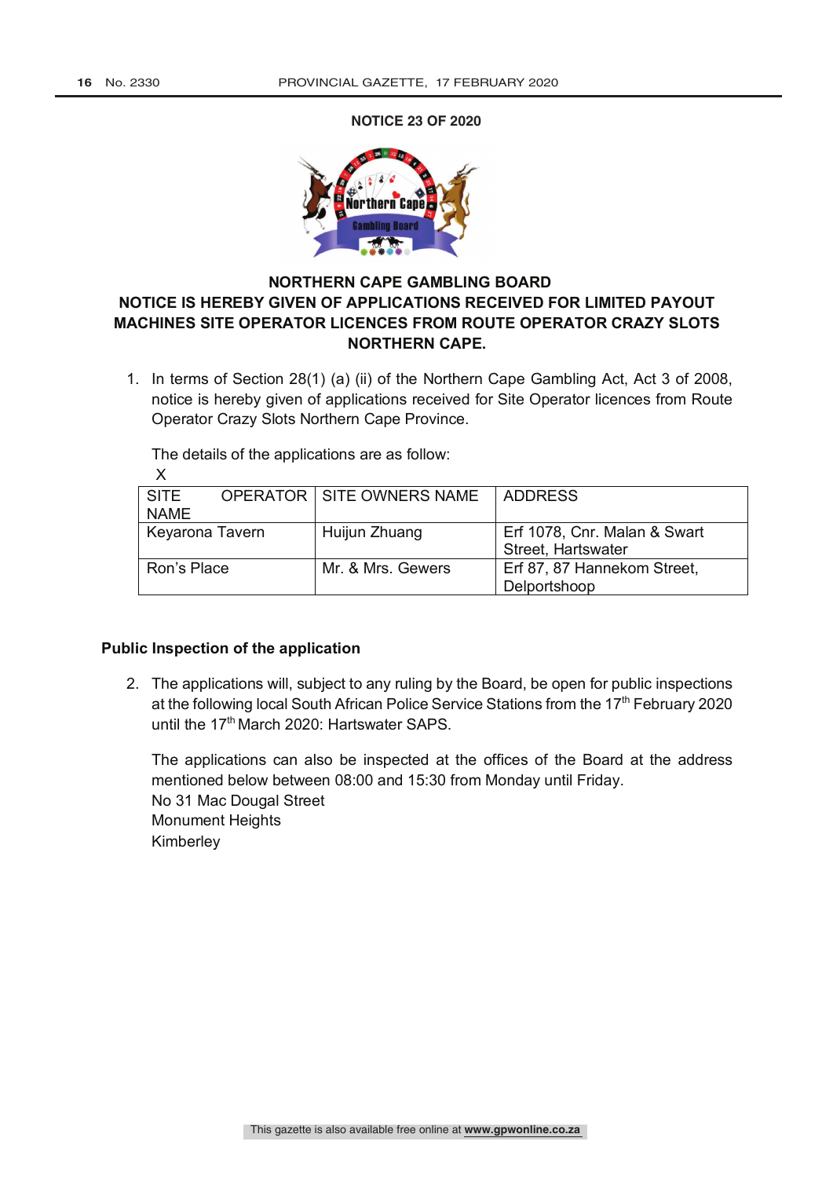**NOTICE 23 OF 2020**

## NORTHERN CAPE GAMBLING BOARD
## NOTICE IS HEREBY GIVEN OF APPLICATIONS RECEIVED FOR LIMITED PAYOUT MACHINES SITE OPERATOR LICENCES FROM ROUTE OPERATOR CRAZY SLOTS NORTHERN CAPE.

1. In terms of Section 28(1) (a) (ii) of the Northern Cape Gambling Act, Act 3 of 2008, notice is hereby given of applications received for Site Operator licences from Route Operator Crazy Slots Northern Cape Province.

   The details of the applications are as follow:
   X

| SITE OPERATOR NAME | SITE OWNERS NAME | ADDRESS |
|---|---|---|
| Keyarona Tavern | Huijun Zhuang | Erf 1078, Cnr. Malan & Swart Street, Hartswater |
| Ron's Place | Mr. & Mrs. Gewers | Erf 87, 87 Hannekom Street, Delportshoop |

**Public Inspection of the application**

2. The applications will, subject to any ruling by the Board, be open for public inspections at the following local South African Police Service Stations from the 17th February 2020 until the 17th March 2020: Hartswater SAPS.

   The applications can also be inspected at the offices of the Board at the address mentioned below between 08:00 and 15:30 from Monday until Friday.
   No 31 Mac Dougal Street
   Monument Heights
   Kimberley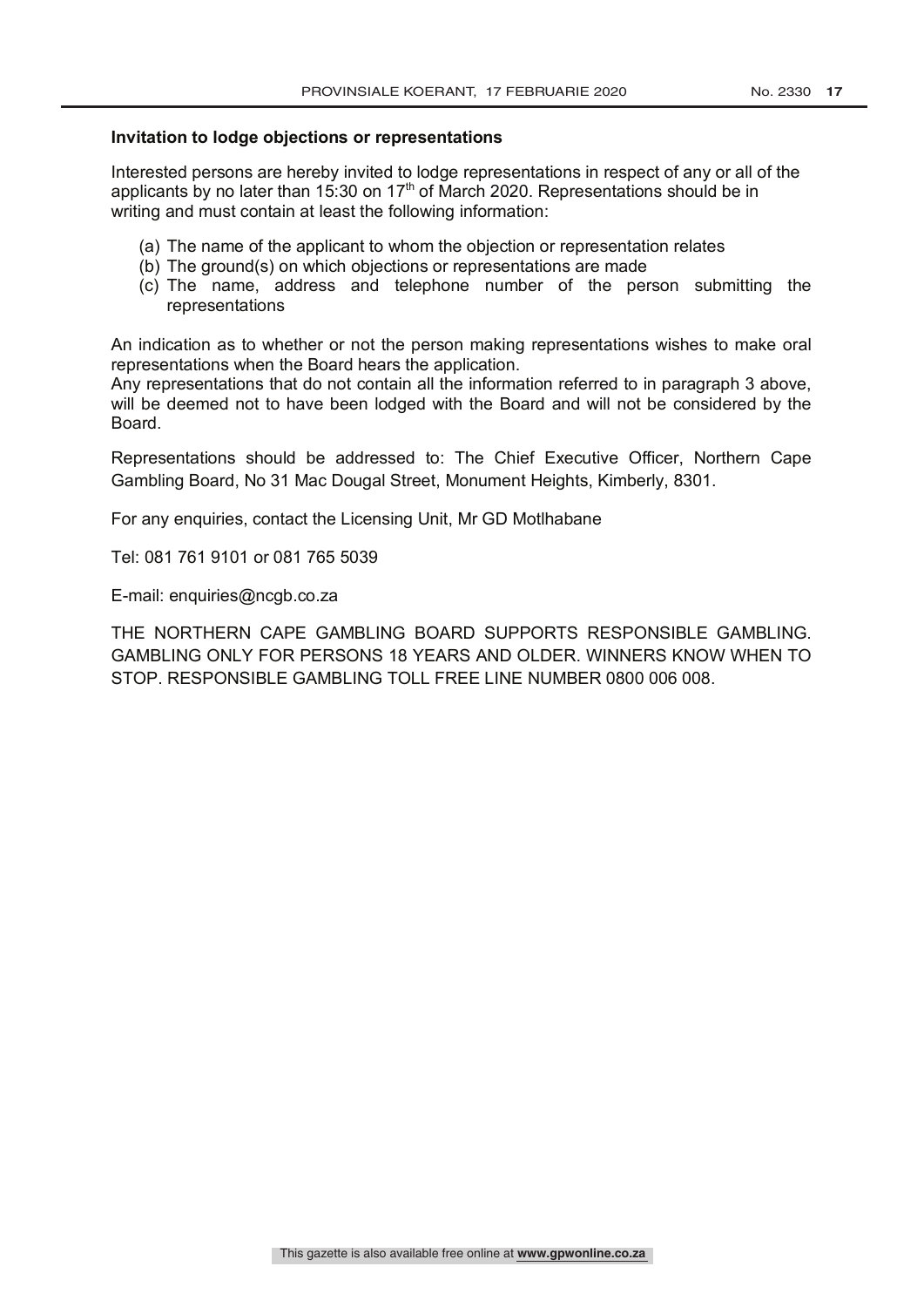**Invitation to lodge objections or representations**

Interested persons are hereby invited to lodge representations in respect of any or all of the applicants by no later than 15:30 on 17th of March 2020. Representations should be in writing and must contain at least the following information:

(a) The name of the applicant to whom the objection or representation relates
(b) The ground(s) on which objections or representations are made
(c) The name, address and telephone number of the person submitting the representations

An indication as to whether or not the person making representations wishes to make oral representations when the Board hears the application.
Any representations that do not contain all the information referred to in paragraph 3 above, will be deemed not to have been lodged with the Board and will not be considered by the Board.

Representations should be addressed to: The Chief Executive Officer, Northern Cape Gambling Board, No 31 Mac Dougal Street, Monument Heights, Kimberly, 8301.

For any enquiries, contact the Licensing Unit, Mr GD Motlhabane

Tel: 081 761 9101 or 081 765 5039

E-mail: enquiries@ncgb.co.za

THE NORTHERN CAPE GAMBLING BOARD SUPPORTS RESPONSIBLE GAMBLING. GAMBLING ONLY FOR PERSONS 18 YEARS AND OLDER. WINNERS KNOW WHEN TO STOP. RESPONSIBLE GAMBLING TOLL FREE LINE NUMBER 0800 006 008.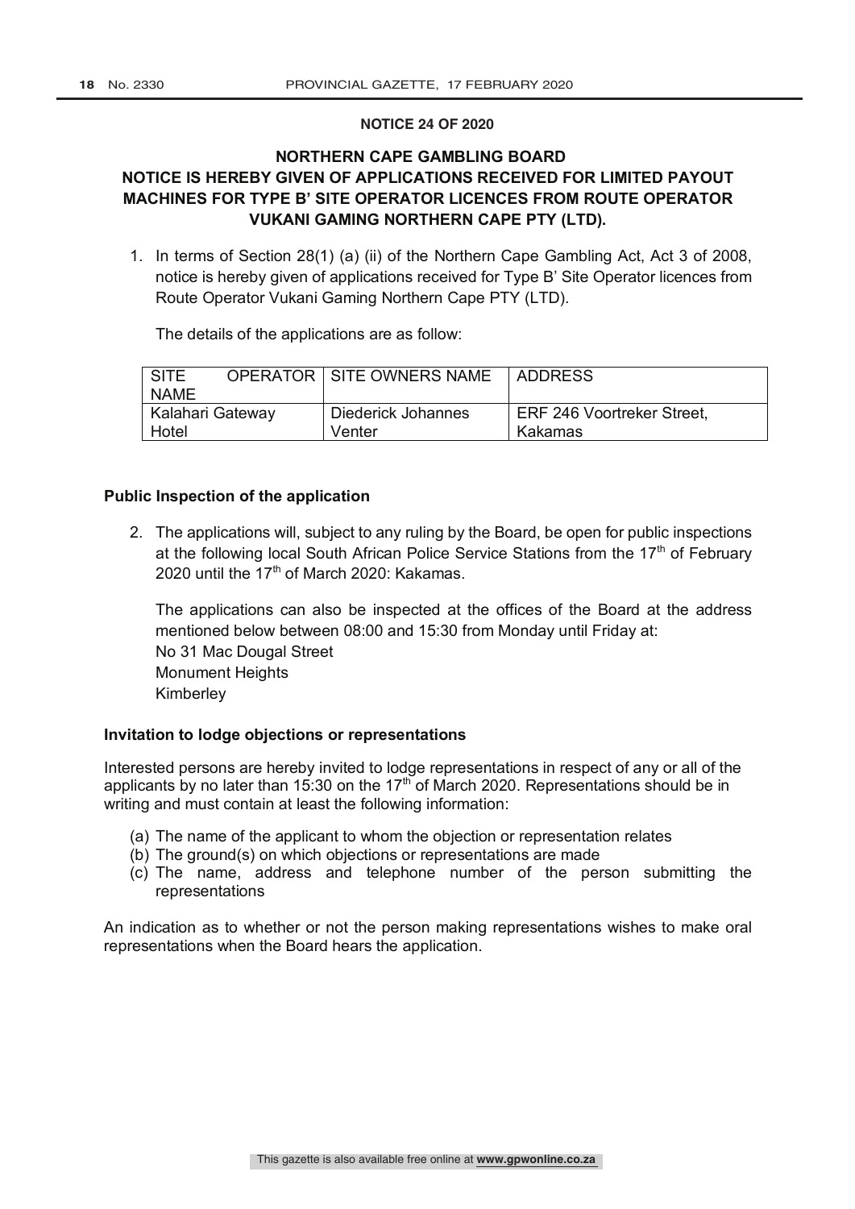**NOTICE 24 OF 2020**

**NORTHERN CAPE GAMBLING BOARD**
**NOTICE IS HEREBY GIVEN OF APPLICATIONS RECEIVED FOR LIMITED PAYOUT MACHINES FOR TYPE B' SITE OPERATOR LICENCES FROM ROUTE OPERATOR VUKANI GAMING NORTHERN CAPE PTY (LTD).**

1. In terms of Section 28(1) (a) (ii) of the Northern Cape Gambling Act, Act 3 of 2008, notice is hereby given of applications received for Type B' Site Operator licences from Route Operator Vukani Gaming Northern Cape PTY (LTD).

   The details of the applications are as follow:

| SITE OPERATOR NAME | SITE OWNERS NAME | ADDRESS |
| --- | --- | --- |
| Kalahari Gateway Hotel | Diederick Johannes Venter | ERF 246 Voortreker Street, Kakamas |

**Public Inspection of the application**

2. The applications will, subject to any ruling by the Board, be open for public inspections at the following local South African Police Service Stations from the 17th of February 2020 until the 17th of March 2020: Kakamas.

   The applications can also be inspected at the offices of the Board at the address mentioned below between 08:00 and 15:30 from Monday until Friday at:
   No 31 Mac Dougal Street
   Monument Heights
   Kimberley

**Invitation to lodge objections or representations**

Interested persons are hereby invited to lodge representations in respect of any or all of the applicants by no later than 15:30 on the 17th of March 2020. Representations should be in writing and must contain at least the following information:

(a) The name of the applicant to whom the objection or representation relates
(b) The ground(s) on which objections or representations are made
(c) The name, address and telephone number of the person submitting the representations

An indication as to whether or not the person making representations wishes to make oral representations when the Board hears the application.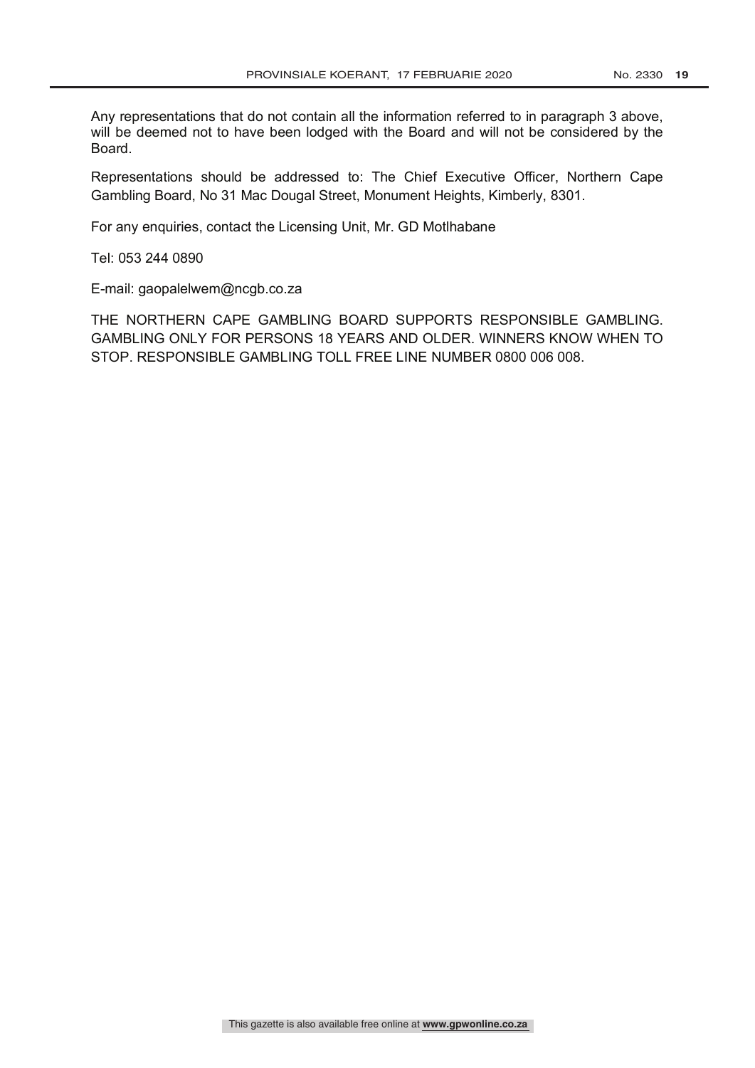Any representations that do not contain all the information referred to in paragraph 3 above, will be deemed not to have been lodged with the Board and will not be considered by the Board.

Representations should be addressed to: The Chief Executive Officer, Northern Cape Gambling Board, No 31 Mac Dougal Street, Monument Heights, Kimberly, 8301.

For any enquiries, contact the Licensing Unit, Mr. GD Motlhabane

Tel: 053 244 0890

E-mail: gaopalelwem@ncgb.co.za

THE NORTHERN CAPE GAMBLING BOARD SUPPORTS RESPONSIBLE GAMBLING. GAMBLING ONLY FOR PERSONS 18 YEARS AND OLDER. WINNERS KNOW WHEN TO STOP. RESPONSIBLE GAMBLING TOLL FREE LINE NUMBER 0800 006 008.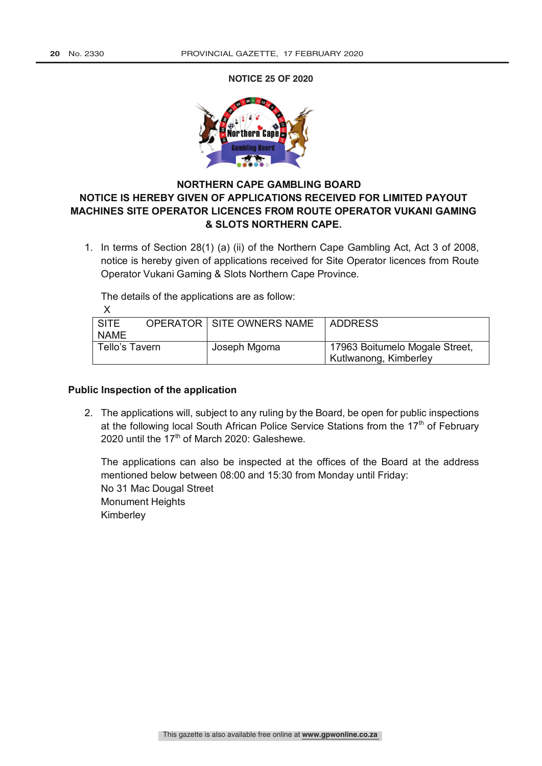**NOTICE 25 OF 2020**

## NORTHERN CAPE GAMBLING BOARD

## NOTICE IS HEREBY GIVEN OF APPLICATIONS RECEIVED FOR LIMITED PAYOUT MACHINES SITE OPERATOR LICENCES FROM ROUTE OPERATOR VUKANI GAMING & SLOTS NORTHERN CAPE.

1. In terms of Section 28(1) (a) (ii) of the Northern Cape Gambling Act, Act 3 of 2008, notice is hereby given of applications received for Site Operator licences from Route Operator Vukani Gaming & Slots Northern Cape Province.

   The details of the applications are as follow:

   X

| SITE OPERATOR NAME | SITE OWNERS NAME | ADDRESS |
|---|---|---|
| Tello's Tavern | Joseph Mgoma | 17963 Boitumelo Mogale Street, Kutlwanong, Kimberley |

**Public Inspection of the application**

2. The applications will, subject to any ruling by the Board, be open for public inspections at the following local South African Police Service Stations from the 17th of February 2020 until the 17th of March 2020: Galeshewe.

   The applications can also be inspected at the offices of the Board at the address mentioned below between 08:00 and 15:30 from Monday until Friday:
   No 31 Mac Dougal Street
   Monument Heights
   Kimberley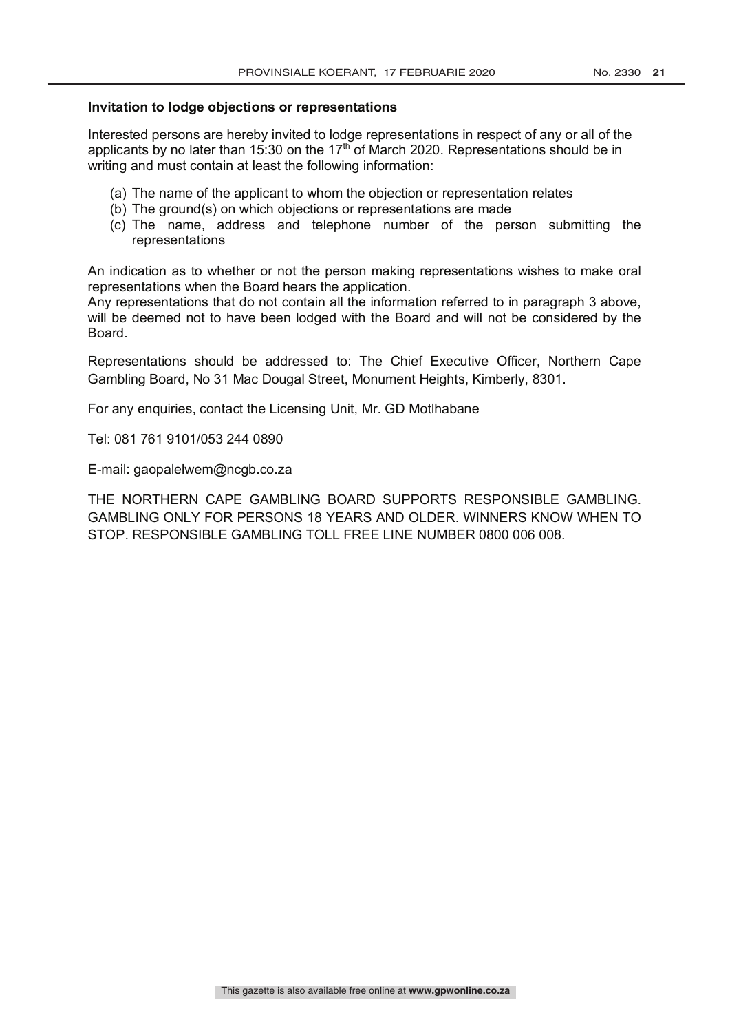**Invitation to lodge objections or representations**

Interested persons are hereby invited to lodge representations in respect of any or all of the applicants by no later than 15:30 on the 17th of March 2020. Representations should be in writing and must contain at least the following information:

(a) The name of the applicant to whom the objection or representation relates
(b) The ground(s) on which objections or representations are made
(c) The name, address and telephone number of the person submitting the representations

An indication as to whether or not the person making representations wishes to make oral representations when the Board hears the application.
Any representations that do not contain all the information referred to in paragraph 3 above, will be deemed not to have been lodged with the Board and will not be considered by the Board.

Representations should be addressed to: The Chief Executive Officer, Northern Cape Gambling Board, No 31 Mac Dougal Street, Monument Heights, Kimberly, 8301.

For any enquiries, contact the Licensing Unit, Mr. GD Motlhabane

Tel: 081 761 9101/053 244 0890

E-mail: gaopalelwem@ncgb.co.za

THE NORTHERN CAPE GAMBLING BOARD SUPPORTS RESPONSIBLE GAMBLING. GAMBLING ONLY FOR PERSONS 18 YEARS AND OLDER. WINNERS KNOW WHEN TO STOP. RESPONSIBLE GAMBLING TOLL FREE LINE NUMBER 0800 006 008.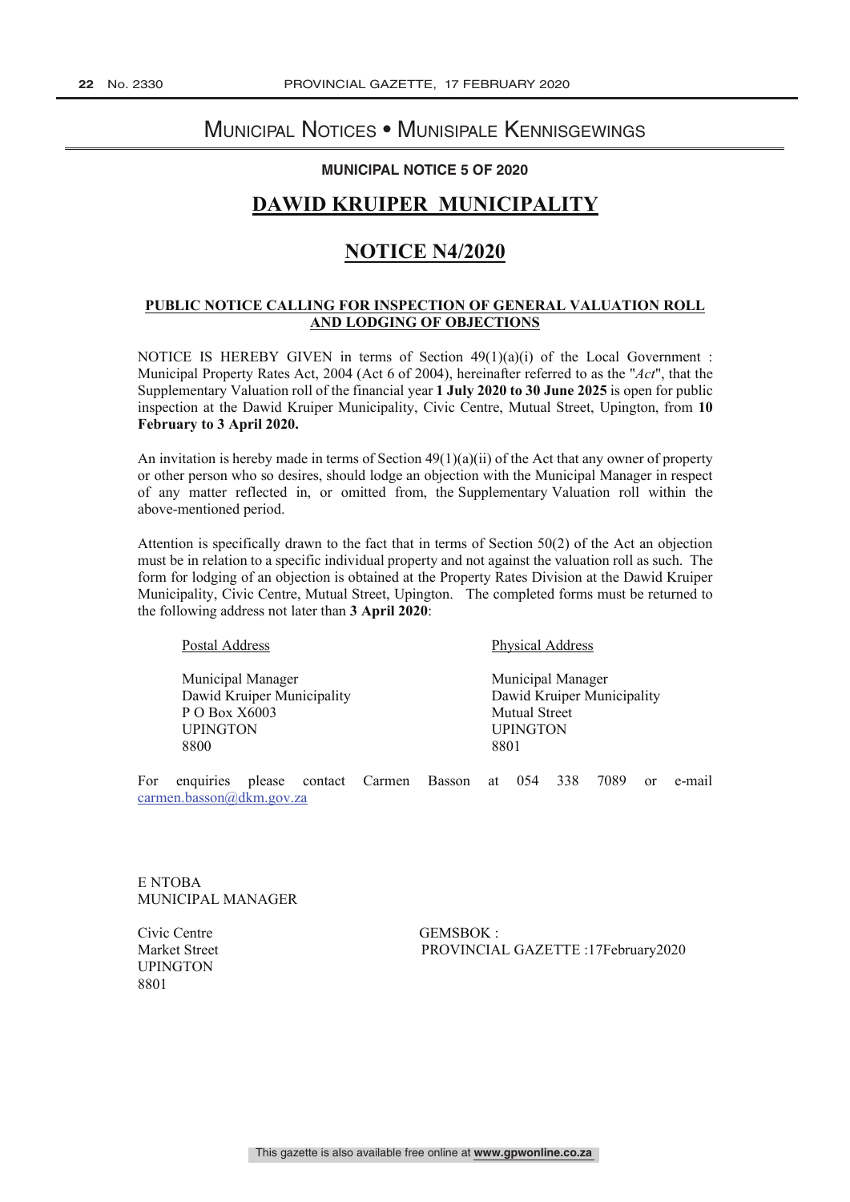# Municipal Notices • Munisipale Kennisgewings

**MUNICIPAL NOTICE 5 OF 2020**

## DAWID KRUIPER MUNICIPALITY

## NOTICE N4/2020

### PUBLIC NOTICE CALLING FOR INSPECTION OF GENERAL VALUATION ROLL AND LODGING OF OBJECTIONS

NOTICE IS HEREBY GIVEN in terms of Section 49(1)(a)(i) of the Local Government : Municipal Property Rates Act, 2004 (Act 6 of 2004), hereinafter referred to as the "*Act*", that the Supplementary Valuation roll of the financial year **1 July 2020 to 30 June 2025** is open for public inspection at the Dawid Kruiper Municipality, Civic Centre, Mutual Street, Upington, from **10 February to 3 April 2020.**

An invitation is hereby made in terms of Section 49(1)(a)(ii) of the Act that any owner of property or other person who so desires, should lodge an objection with the Municipal Manager in respect of any matter reflected in, or omitted from, the Supplementary Valuation roll within the above-mentioned period.

Attention is specifically drawn to the fact that in terms of Section 50(2) of the Act an objection must be in relation to a specific individual property and not against the valuation roll as such. The form for lodging of an objection is obtained at the Property Rates Division at the Dawid Kruiper Municipality, Civic Centre, Mutual Street, Upington. The completed forms must be returned to the following address not later than **3 April 2020**:

Postal Address

Municipal Manager
Dawid Kruiper Municipality
P O Box X6003
UPINGTON
8800

Physical Address

Municipal Manager
Dawid Kruiper Municipality
Mutual Street
UPINGTON
8801

For enquiries please contact Carmen Basson at 054 338 7089 or e-mail carmen.basson@dkm.gov.za

E NTOBA
MUNICIPAL MANAGER

Civic Centre
Market Street
UPINGTON
8801

GEMSBOK :
PROVINCIAL GAZETTE :17February2020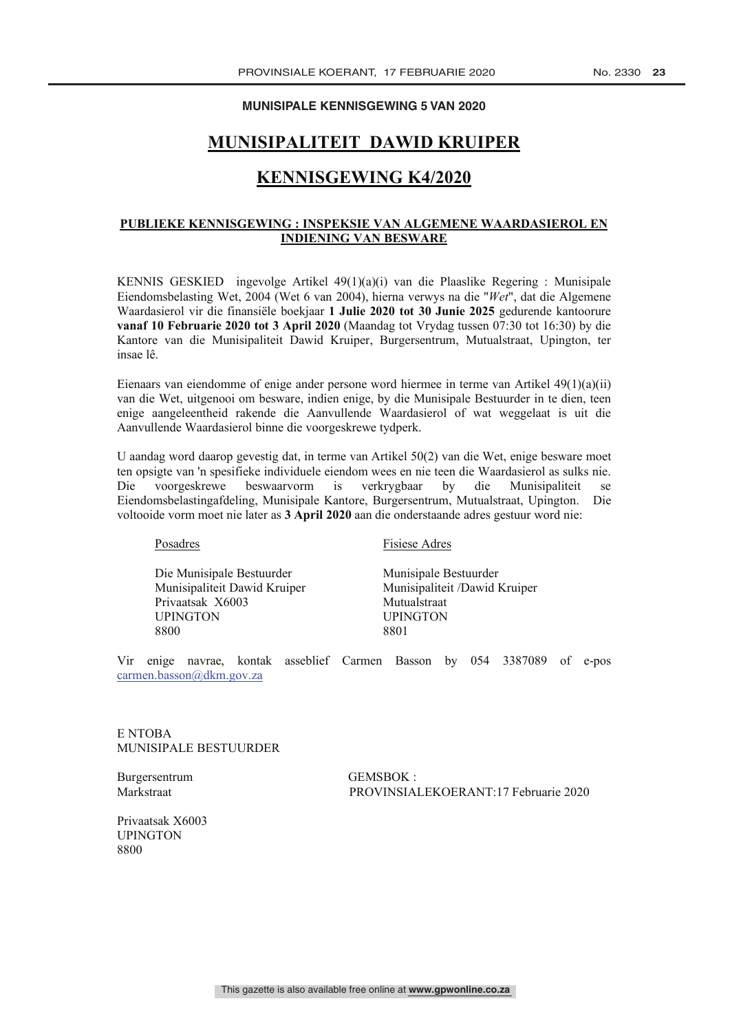**MUNISIPALE KENNISGEWING 5 VAN 2020**

# MUNISIPALITEIT DAWID KRUIPER

# KENNISGEWING K4/2020

**PUBLIEKE KENNISGEWING : INSPEKSIE VAN ALGEMENE WAARDASIEROL EN INDIENING VAN BESWARE**

KENNIS GESKIED ingevolge Artikel 49(1)(a)(i) van die Plaaslike Regering : Munisipale Eiendomsbelasting Wet, 2004 (Wet 6 van 2004), hierna verwys na die "*Wet*", dat die Algemene Waardasierol vir die finansiële boekjaar **1 Julie 2020 tot 30 Junie 2025** gedurende kantoorure **vanaf 10 Februarie 2020 tot 3 April 2020** (Maandag tot Vrydag tussen 07:30 tot 16:30) by die Kantore van die Munisipaliteit Dawid Kruiper, Burgersentrum, Mutualstraat, Upington, ter insae lê.

Eienaars van eiendomme of enige ander persone word hiermee in terme van Artikel 49(1)(a)(ii) van die Wet, uitgenooi om besware, indien enige, by die Munisipale Bestuurder in te dien, teen enige aangeleentheid rakende die Aanvullende Waardasierol of wat weggelaat is uit die Aanvullende Waardasierol binne die voorgeskrewe tydperk.

U aandag word daarop gevestig dat, in terme van Artikel 50(2) van die Wet, enige besware moet ten opsigte van 'n spesifieke individuele eiendom wees en nie teen die Waardasierol as sulks nie. Die voorgeskrewe beswaarvorm is verkrygbaar by die Munisipaliteit se Eiendomsbelastingafdeling, Munisipale Kantore, Burgersentrum, Mutualstraat, Upington. Die voltooide vorm moet nie later as **3 April 2020** aan die onderstaande adres gestuur word nie:

| Posadres | Fisiese Adres |
|---|---|
| Die Munisipale Bestuurder | Munisipale Bestuurder |
| Munisipaliteit Dawid Kruiper | Munisipaliteit /Dawid Kruiper |
| Privaatsak X6003 | Mutualstraat |
| UPINGTON | UPINGTON |
| 8800 | 8801 |

Vir enige navrae, kontak asseblief Carmen Basson by 054 3387089 of e-pos carmen.basson@dkm.gov.za

E NTOBA
MUNISIPALE BESTUURDER

Burgersentrum
Markstraat

GEMSBOK :
PROVINSIALEKOERANT:17 Februarie 2020

Privaatsak X6003
UPINGTON
8800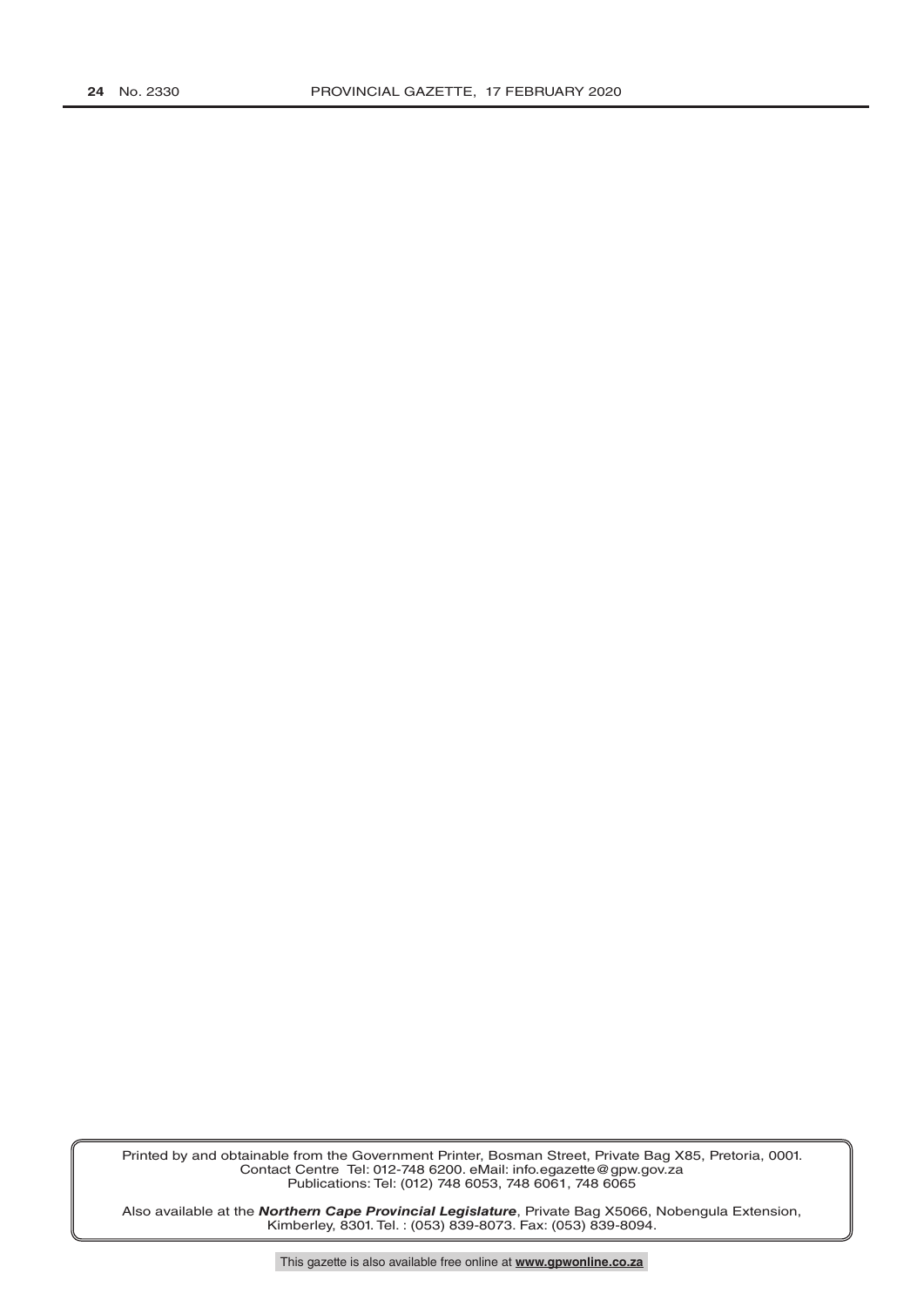Printed by and obtainable from the Government Printer, Bosman Street, Private Bag X85, Pretoria, 0001.
Contact Centre Tel: 012-748 6200. eMail: info.egazette@gpw.gov.za
Publications: Tel: (012) 748 6053, 748 6061, 748 6065

Also available at the ***Northern Cape Provincial Legislature***, Private Bag X5066, Nobengula Extension, Kimberley, 8301. Tel. : (053) 839-8073. Fax: (053) 839-8094.

This gazette is also available free online at **www.gpwonline.co.za**